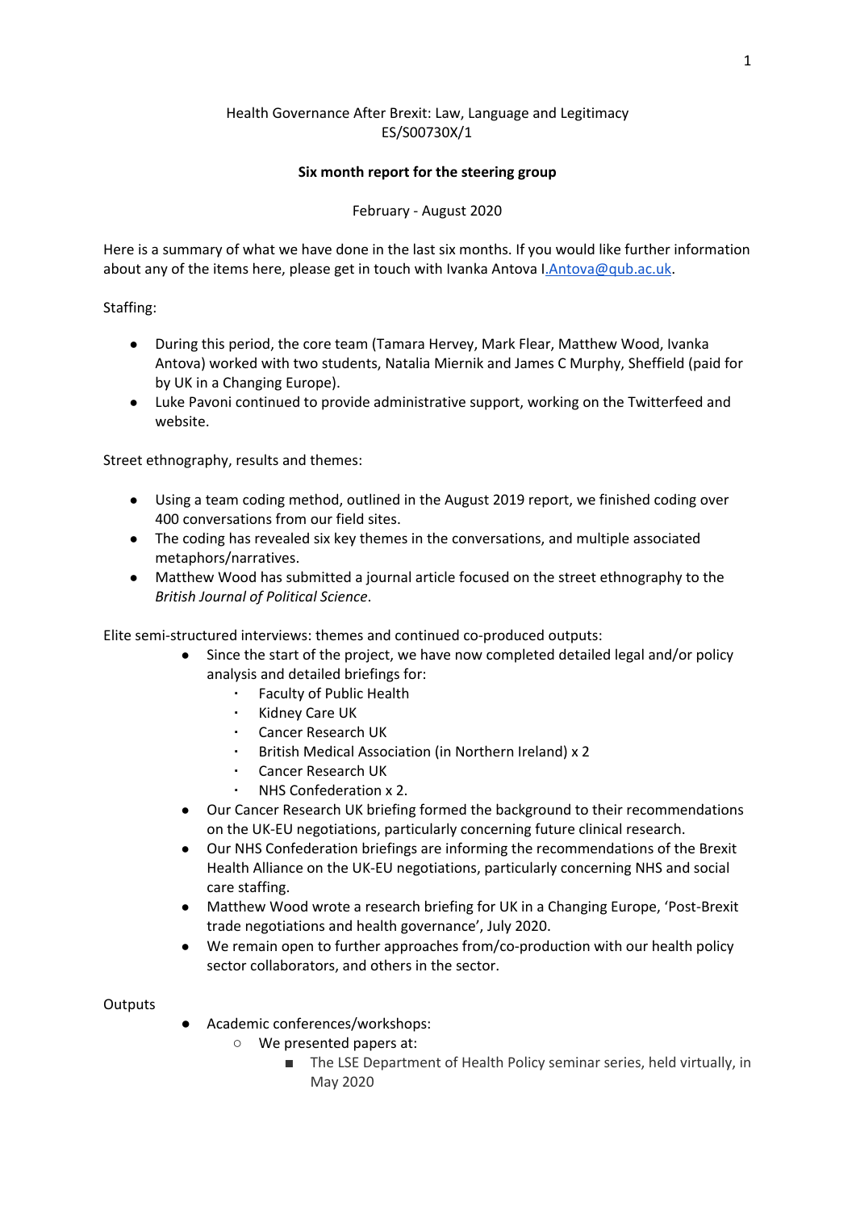Health Governance After Brexit: Law, Language and Legitimacy
ES/S00730X/1

**Six month report for the steering group**

February - August 2020

Here is a summary of what we have done in the last six months. If you would like further information about any of the items here, please get in touch with Ivanka Antova I.Antova@qub.ac.uk.

Staffing:

- During this period, the core team (Tamara Hervey, Mark Flear, Matthew Wood, Ivanka Antova) worked with two students, Natalia Miernik and James C Murphy, Sheffield (paid for by UK in a Changing Europe).
- Luke Pavoni continued to provide administrative support, working on the Twitterfeed and website.

Street ethnography, results and themes:

- Using a team coding method, outlined in the August 2019 report, we finished coding over 400 conversations from our field sites.
- The coding has revealed six key themes in the conversations, and multiple associated metaphors/narratives.
- Matthew Wood has submitted a journal article focused on the street ethnography to the *British Journal of Political Science*.

Elite semi-structured interviews: themes and continued co-produced outputs:

- Since the start of the project, we have now completed detailed legal and/or policy analysis and detailed briefings for:
    - Faculty of Public Health
    - Kidney Care UK
    - Cancer Research UK
    - British Medical Association (in Northern Ireland) x 2
    - Cancer Research UK
    - NHS Confederation x 2.
- Our Cancer Research UK briefing formed the background to their recommendations on the UK-EU negotiations, particularly concerning future clinical research.
- Our NHS Confederation briefings are informing the recommendations of the Brexit Health Alliance on the UK-EU negotiations, particularly concerning NHS and social care staffing.
- Matthew Wood wrote a research briefing for UK in a Changing Europe, 'Post-Brexit trade negotiations and health governance', July 2020.
- We remain open to further approaches from/co-production with our health policy sector collaborators, and others in the sector.

Outputs

- Academic conferences/workshops:
    - We presented papers at:
        - The LSE Department of Health Policy seminar series, held virtually, in May 2020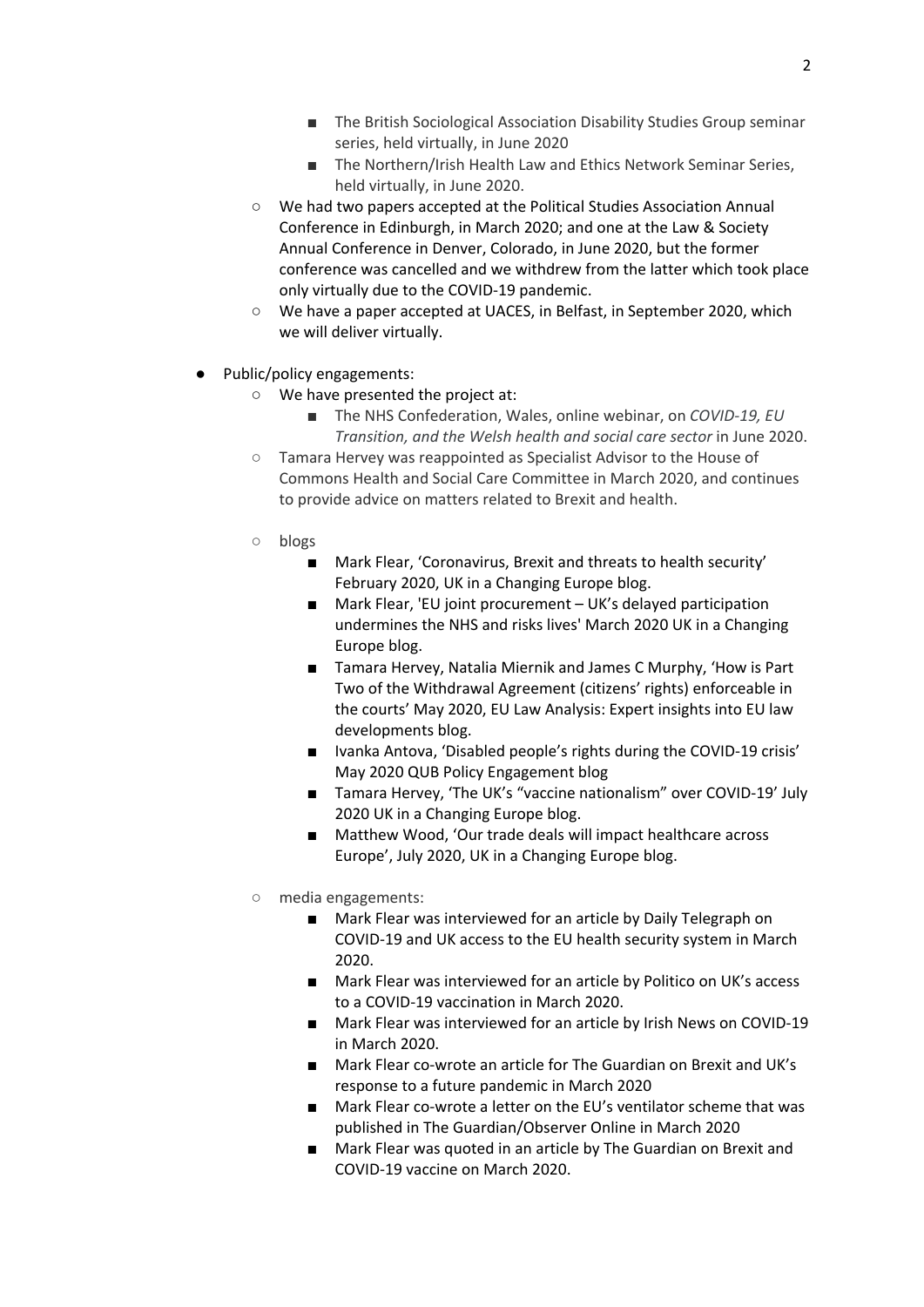- The British Sociological Association Disability Studies Group seminar series, held virtually, in June 2020
        - The Northern/Irish Health Law and Ethics Network Seminar Series, held virtually, in June 2020.
    - We had two papers accepted at the Political Studies Association Annual Conference in Edinburgh, in March 2020; and one at the Law & Society Annual Conference in Denver, Colorado, in June 2020, but the former conference was cancelled and we withdrew from the latter which took place only virtually due to the COVID-19 pandemic.
    - We have a paper accepted at UACES, in Belfast, in September 2020, which we will deliver virtually.

- Public/policy engagements:
    - We have presented the project at:
        - The NHS Confederation, Wales, online webinar, on *COVID-19, EU Transition, and the Welsh health and social care sector* in June 2020.
    - Tamara Hervey was reappointed as Specialist Advisor to the House of Commons Health and Social Care Committee in March 2020, and continues to provide advice on matters related to Brexit and health.

    - blogs
        - Mark Flear, 'Coronavirus, Brexit and threats to health security' February 2020, UK in a Changing Europe blog.
        - Mark Flear, 'EU joint procurement – UK's delayed participation undermines the NHS and risks lives' March 2020 UK in a Changing Europe blog.
        - Tamara Hervey, Natalia Miernik and James C Murphy, 'How is Part Two of the Withdrawal Agreement (citizens' rights) enforceable in the courts' May 2020, EU Law Analysis: Expert insights into EU law developments blog.
        - Ivanka Antova, 'Disabled people's rights during the COVID-19 crisis' May 2020 QUB Policy Engagement blog
        - Tamara Hervey, 'The UK's "vaccine nationalism" over COVID-19' July 2020 UK in a Changing Europe blog.
        - Matthew Wood, 'Our trade deals will impact healthcare across Europe', July 2020, UK in a Changing Europe blog.

    - media engagements:
        - Mark Flear was interviewed for an article by Daily Telegraph on COVID-19 and UK access to the EU health security system in March 2020.
        - Mark Flear was interviewed for an article by Politico on UK's access to a COVID-19 vaccination in March 2020.
        - Mark Flear was interviewed for an article by Irish News on COVID-19 in March 2020.
        - Mark Flear co-wrote an article for The Guardian on Brexit and UK's response to a future pandemic in March 2020
        - Mark Flear co-wrote a letter on the EU's ventilator scheme that was published in The Guardian/Observer Online in March 2020
        - Mark Flear was quoted in an article by The Guardian on Brexit and COVID-19 vaccine on March 2020.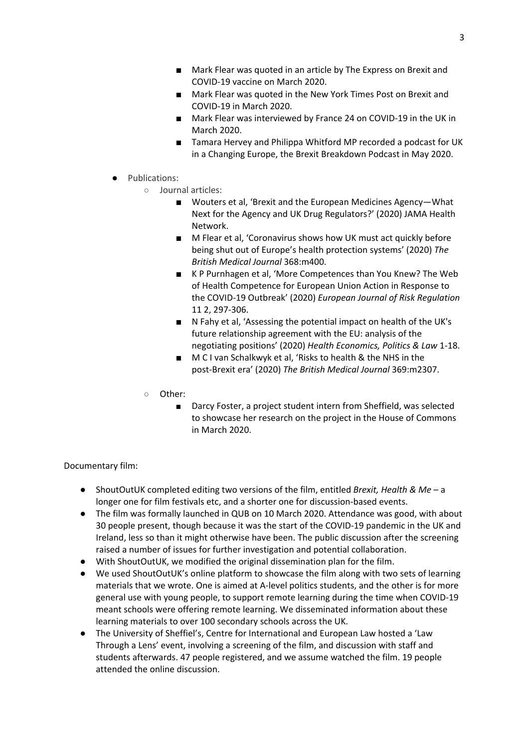- Mark Flear was quoted in an article by The Express on Brexit and COVID-19 vaccine on March 2020.
        - Mark Flear was quoted in the New York Times Post on Brexit and COVID-19 in March 2020.
        - Mark Flear was interviewed by France 24 on COVID-19 in the UK in March 2020.
        - Tamara Hervey and Philippa Whitford MP recorded a podcast for UK in a Changing Europe, the Brexit Breakdown Podcast in May 2020.

- Publications:
    - Journal articles:
        - Wouters et al, 'Brexit and the European Medicines Agency—What Next for the Agency and UK Drug Regulators?' (2020) JAMA Health Network.
        - M Flear et al, 'Coronavirus shows how UK must act quickly before being shut out of Europe's health protection systems' (2020) *The British Medical Journal* 368:m400.
        - K P Purnhagen et al, 'More Competences than You Knew? The Web of Health Competence for European Union Action in Response to the COVID-19 Outbreak' (2020) *European Journal of Risk Regulation* 11 2, 297-306.
        - N Fahy et al, 'Assessing the potential impact on health of the UK's future relationship agreement with the EU: analysis of the negotiating positions' (2020) *Health Economics, Politics & Law* 1-18.
        - M C I van Schalkwyk et al, 'Risks to health & the NHS in the post-Brexit era' (2020) *The British Medical Journal* 369:m2307.
    - Other:
        - Darcy Foster, a project student intern from Sheffield, was selected to showcase her research on the project in the House of Commons in March 2020.

Documentary film:

- ShoutOutUK completed editing two versions of the film, entitled *Brexit, Health & Me* – a longer one for film festivals etc, and a shorter one for discussion-based events.
- The film was formally launched in QUB on 10 March 2020. Attendance was good, with about 30 people present, though because it was the start of the COVID-19 pandemic in the UK and Ireland, less so than it might otherwise have been. The public discussion after the screening raised a number of issues for further investigation and potential collaboration.
- With ShoutOutUK, we modified the original dissemination plan for the film.
- We used ShoutOutUK's online platform to showcase the film along with two sets of learning materials that we wrote. One is aimed at A-level politics students, and the other is for more general use with young people, to support remote learning during the time when COVID-19 meant schools were offering remote learning. We disseminated information about these learning materials to over 100 secondary schools across the UK.
- The University of Sheffiel's, Centre for International and European Law hosted a 'Law Through a Lens' event, involving a screening of the film, and discussion with staff and students afterwards. 47 people registered, and we assume watched the film. 19 people attended the online discussion.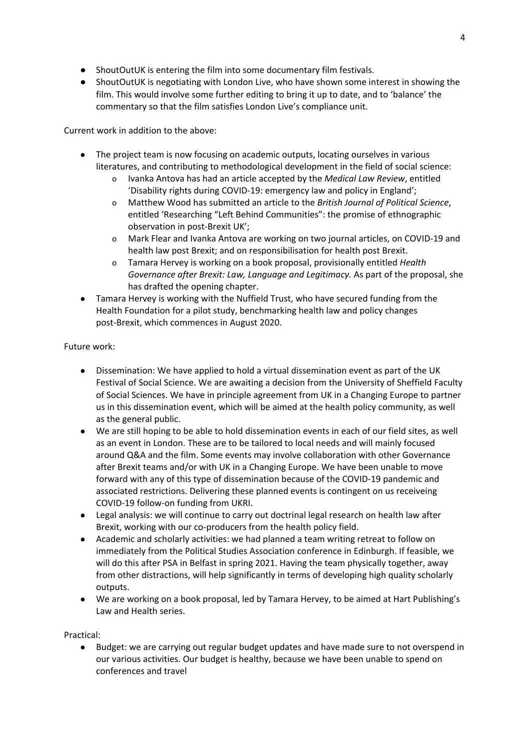- ShoutOutUK is entering the film into some documentary film festivals.
- ShoutOutUK is negotiating with London Live, who have shown some interest in showing the film. This would involve some further editing to bring it up to date, and to 'balance' the commentary so that the film satisfies London Live's compliance unit.

Current work in addition to the above:

- The project team is now focusing on academic outputs, locating ourselves in various literatures, and contributing to methodological development in the field of social science:
    - Ivanka Antova has had an article accepted by the *Medical Law Review*, entitled 'Disability rights during COVID-19: emergency law and policy in England';
    - Matthew Wood has submitted an article to the *British Journal of Political Science*, entitled 'Researching "Left Behind Communities": the promise of ethnographic observation in post-Brexit UK';
    - Mark Flear and Ivanka Antova are working on two journal articles, on COVID-19 and health law post Brexit; and on responsibilisation for health post Brexit.
    - Tamara Hervey is working on a book proposal, provisionally entitled *Health Governance after Brexit: Law, Language and Legitimacy.* As part of the proposal, she has drafted the opening chapter.
- Tamara Hervey is working with the Nuffield Trust, who have secured funding from the Health Foundation for a pilot study, benchmarking health law and policy changes post-Brexit, which commences in August 2020.

Future work:

- Dissemination: We have applied to hold a virtual dissemination event as part of the UK Festival of Social Science. We are awaiting a decision from the University of Sheffield Faculty of Social Sciences. We have in principle agreement from UK in a Changing Europe to partner us in this dissemination event, which will be aimed at the health policy community, as well as the general public.
- We are still hoping to be able to hold dissemination events in each of our field sites, as well as an event in London. These are to be tailored to local needs and will mainly focused around Q&A and the film. Some events may involve collaboration with other Governance after Brexit teams and/or with UK in a Changing Europe. We have been unable to move forward with any of this type of dissemination because of the COVID-19 pandemic and associated restrictions. Delivering these planned events is contingent on us receiveing COVID-19 follow-on funding from UKRI.
- Legal analysis: we will continue to carry out doctrinal legal research on health law after Brexit, working with our co-producers from the health policy field.
- Academic and scholarly activities: we had planned a team writing retreat to follow on immediately from the Political Studies Association conference in Edinburgh. If feasible, we will do this after PSA in Belfast in spring 2021. Having the team physically together, away from other distractions, will help significantly in terms of developing high quality scholarly outputs.
- We are working on a book proposal, led by Tamara Hervey, to be aimed at Hart Publishing's Law and Health series.

Practical:

- Budget: we are carrying out regular budget updates and have made sure to not overspend in our various activities. Our budget is healthy, because we have been unable to spend on conferences and travel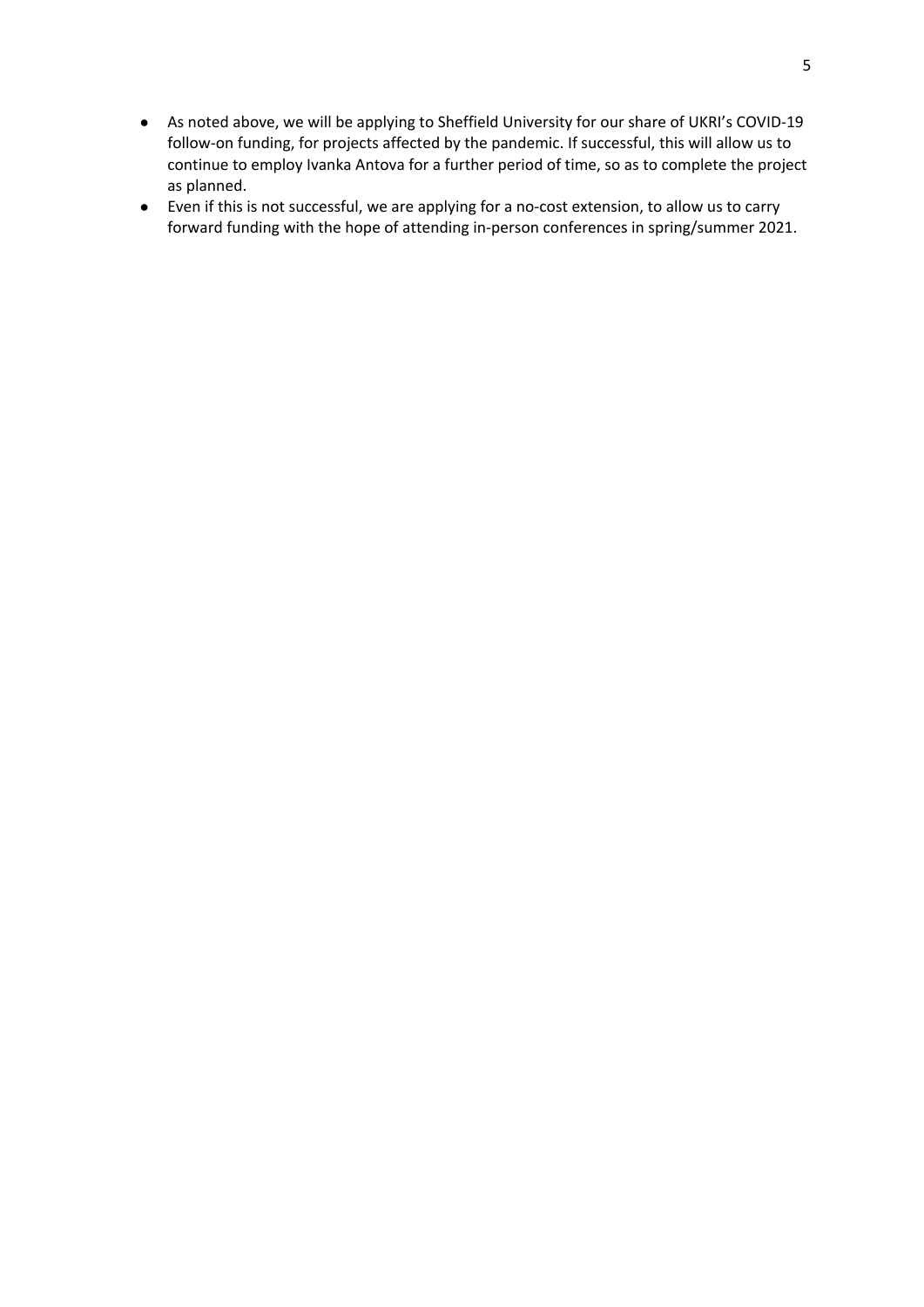- As noted above, we will be applying to Sheffield University for our share of UKRI's COVID-19 follow-on funding, for projects affected by the pandemic. If successful, this will allow us to continue to employ Ivanka Antova for a further period of time, so as to complete the project as planned.
- Even if this is not successful, we are applying for a no-cost extension, to allow us to carry forward funding with the hope of attending in-person conferences in spring/summer 2021.